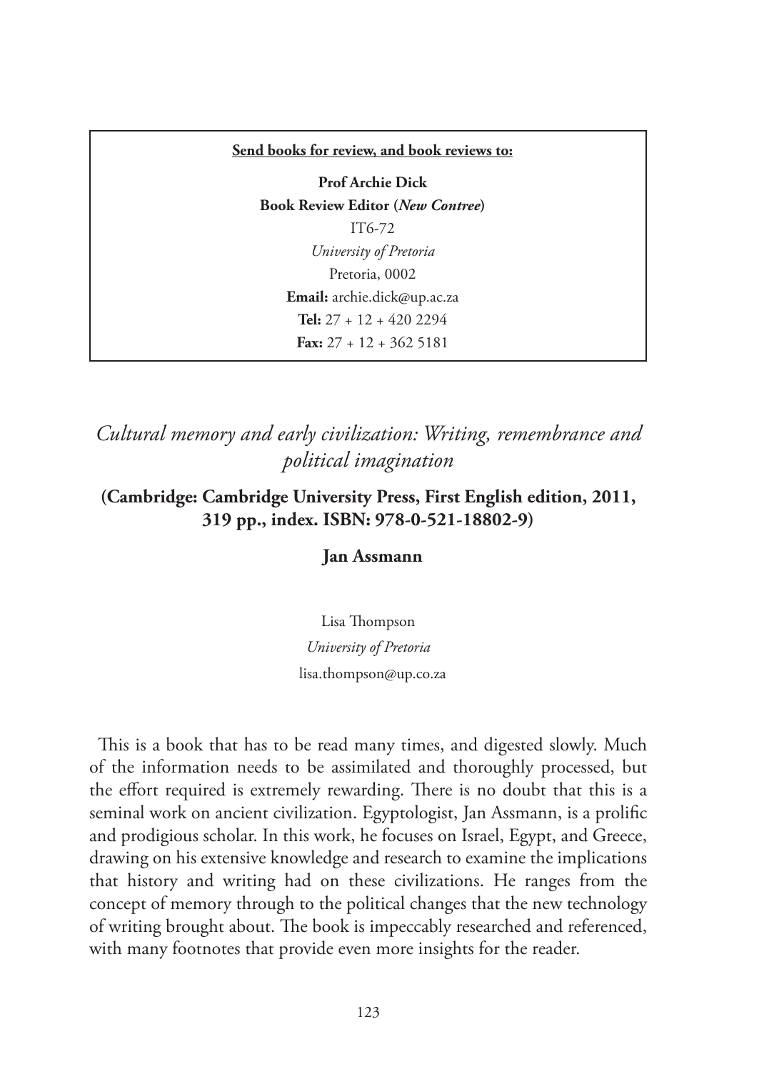**Send books for review, and book reviews to:**

**Prof Archie Dick**
**Book Review Editor (*New Contree*)**
IT6-72
*University of Pretoria*
Pretoria, 0002
**Email:** archie.dick@up.ac.za
**Tel:** 27 + 12 + 420 2294
**Fax:** 27 + 12 + 362 5181

# *Cultural memory and early civilization: Writing, remembrance and political imagination*

**(Cambridge: Cambridge University Press, First English edition, 2011, 319 pp., index. ISBN: 978-0-521-18802-9)**

**Jan Assmann**

Lisa Thompson
*University of Pretoria*
lisa.thompson@up.co.za

This is a book that has to be read many times, and digested slowly. Much of the information needs to be assimilated and thoroughly processed, but the effort required is extremely rewarding. There is no doubt that this is a seminal work on ancient civilization. Egyptologist, Jan Assmann, is a prolific and prodigious scholar. In this work, he focuses on Israel, Egypt, and Greece, drawing on his extensive knowledge and research to examine the implications that history and writing had on these civilizations. He ranges from the concept of memory through to the political changes that the new technology of writing brought about. The book is impeccably researched and referenced, with many footnotes that provide even more insights for the reader.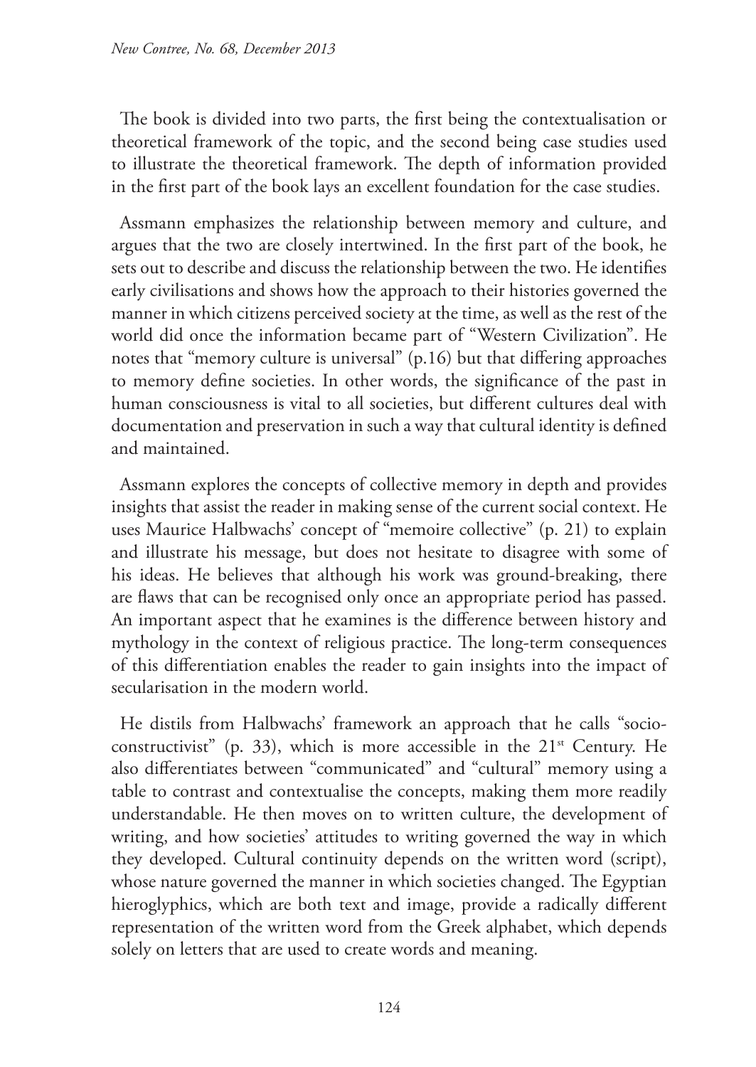The book is divided into two parts, the first being the contextualisation or theoretical framework of the topic, and the second being case studies used to illustrate the theoretical framework. The depth of information provided in the first part of the book lays an excellent foundation for the case studies.

Assmann emphasizes the relationship between memory and culture, and argues that the two are closely intertwined. In the first part of the book, he sets out to describe and discuss the relationship between the two. He identifies early civilisations and shows how the approach to their histories governed the manner in which citizens perceived society at the time, as well as the rest of the world did once the information became part of "Western Civilization". He notes that "memory culture is universal" (p.16) but that differing approaches to memory define societies. In other words, the significance of the past in human consciousness is vital to all societies, but different cultures deal with documentation and preservation in such a way that cultural identity is defined and maintained.

Assmann explores the concepts of collective memory in depth and provides insights that assist the reader in making sense of the current social context. He uses Maurice Halbwachs' concept of "memoire collective" (p. 21) to explain and illustrate his message, but does not hesitate to disagree with some of his ideas. He believes that although his work was ground-breaking, there are flaws that can be recognised only once an appropriate period has passed. An important aspect that he examines is the difference between history and mythology in the context of religious practice. The long-term consequences of this differentiation enables the reader to gain insights into the impact of secularisation in the modern world.

He distils from Halbwachs' framework an approach that he calls "socio-constructivist" (p. 33), which is more accessible in the 21st Century. He also differentiates between "communicated" and "cultural" memory using a table to contrast and contextualise the concepts, making them more readily understandable. He then moves on to written culture, the development of writing, and how societies' attitudes to writing governed the way in which they developed. Cultural continuity depends on the written word (script), whose nature governed the manner in which societies changed. The Egyptian hieroglyphics, which are both text and image, provide a radically different representation of the written word from the Greek alphabet, which depends solely on letters that are used to create words and meaning.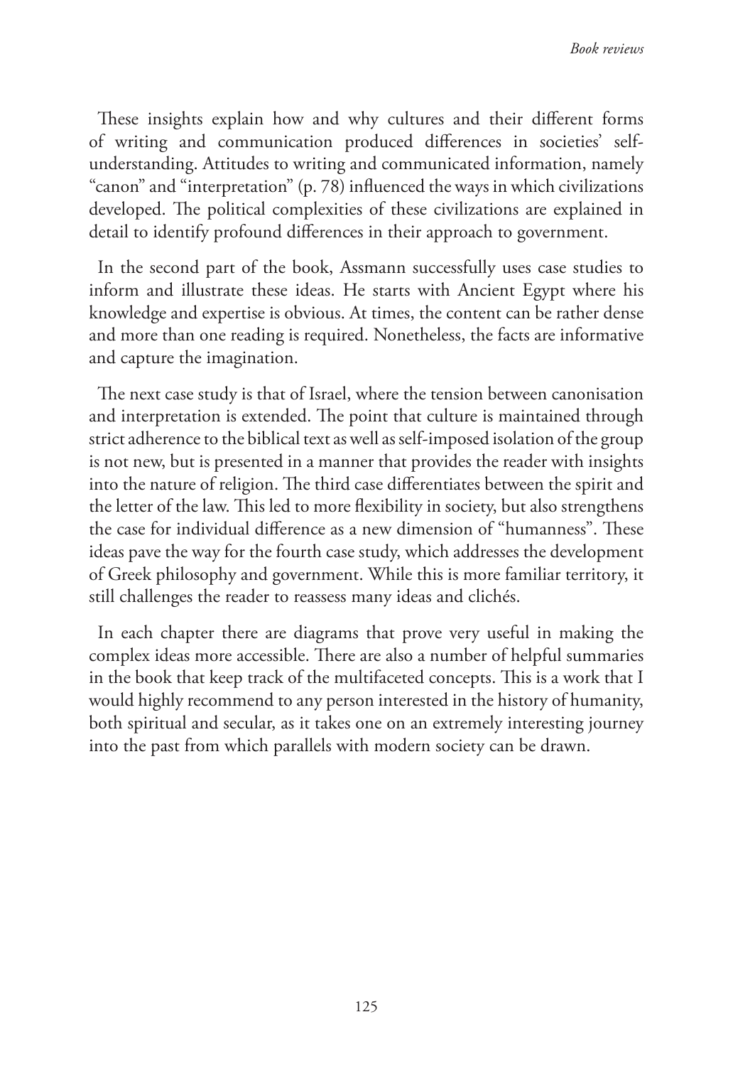These insights explain how and why cultures and their different forms of writing and communication produced differences in societies' self-understanding. Attitudes to writing and communicated information, namely "canon" and "interpretation" (p. 78) influenced the ways in which civilizations developed. The political complexities of these civilizations are explained in detail to identify profound differences in their approach to government.

In the second part of the book, Assmann successfully uses case studies to inform and illustrate these ideas. He starts with Ancient Egypt where his knowledge and expertise is obvious. At times, the content can be rather dense and more than one reading is required. Nonetheless, the facts are informative and capture the imagination.

The next case study is that of Israel, where the tension between canonisation and interpretation is extended. The point that culture is maintained through strict adherence to the biblical text as well as self-imposed isolation of the group is not new, but is presented in a manner that provides the reader with insights into the nature of religion. The third case differentiates between the spirit and the letter of the law. This led to more flexibility in society, but also strengthens the case for individual difference as a new dimension of "humanness". These ideas pave the way for the fourth case study, which addresses the development of Greek philosophy and government. While this is more familiar territory, it still challenges the reader to reassess many ideas and clichés.

In each chapter there are diagrams that prove very useful in making the complex ideas more accessible. There are also a number of helpful summaries in the book that keep track of the multifaceted concepts. This is a work that I would highly recommend to any person interested in the history of humanity, both spiritual and secular, as it takes one on an extremely interesting journey into the past from which parallels with modern society can be drawn.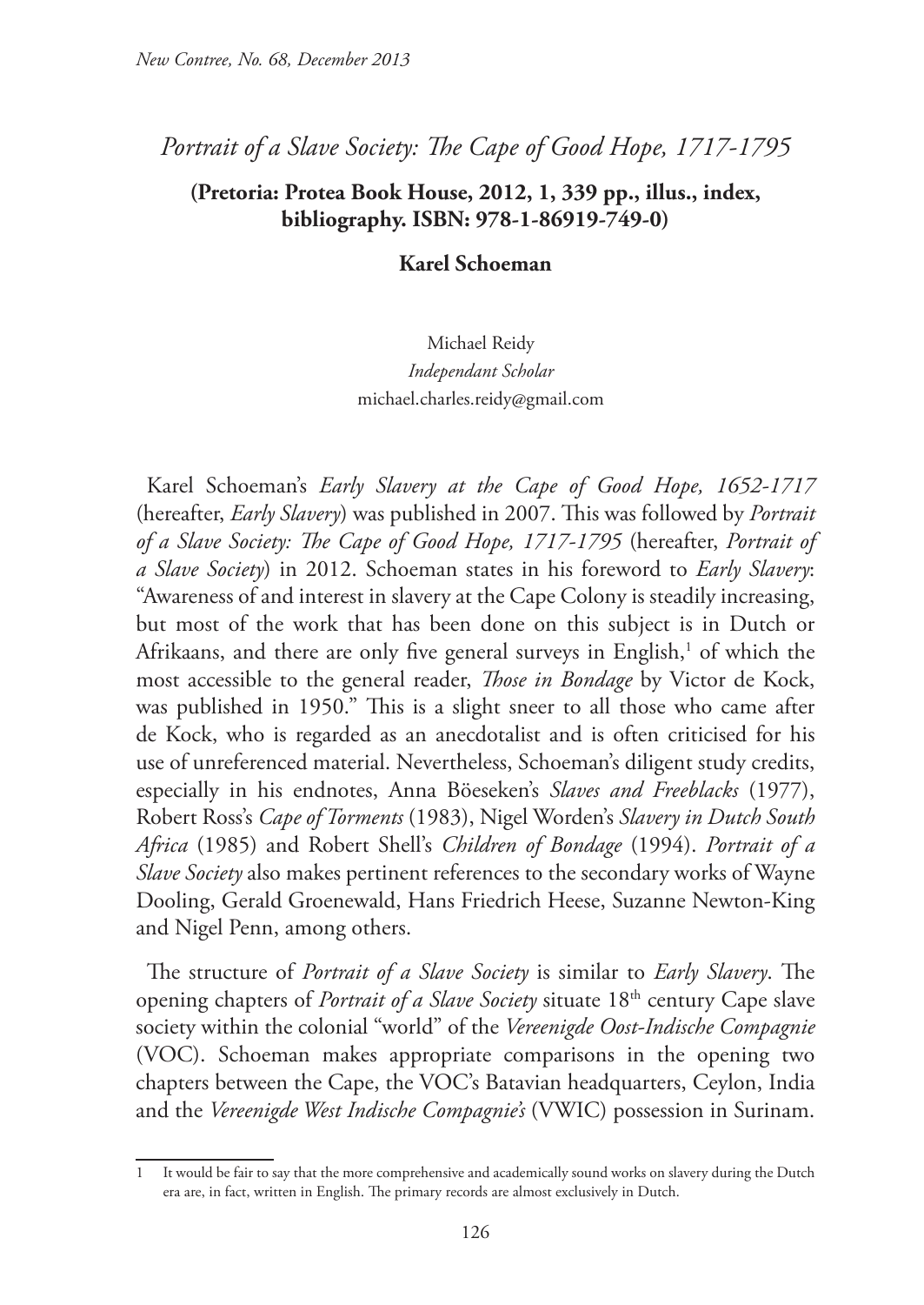# *Portrait of a Slave Society: The Cape of Good Hope, 1717-1795*

**(Pretoria: Protea Book House, 2012, 1, 339 pp., illus., index, bibliography. ISBN: 978-1-86919-749-0)**

**Karel Schoeman**

Michael Reidy
*Independant Scholar*
michael.charles.reidy@gmail.com

Karel Schoeman's *Early Slavery at the Cape of Good Hope, 1652-1717* (hereafter, *Early Slavery*) was published in 2007. This was followed by *Portrait of a Slave Society: The Cape of Good Hope, 1717-1795* (hereafter, *Portrait of a Slave Society*) in 2012. Schoeman states in his foreword to *Early Slavery*: "Awareness of and interest in slavery at the Cape Colony is steadily increasing, but most of the work that has been done on this subject is in Dutch or Afrikaans, and there are only five general surveys in English,[1] of which the most accessible to the general reader, *Those in Bondage* by Victor de Kock, was published in 1950." This is a slight sneer to all those who came after de Kock, who is regarded as an anecdotalist and is often criticised for his use of unreferenced material. Nevertheless, Schoeman's diligent study credits, especially in his endnotes, Anna Böeseken's *Slaves and Freeblacks* (1977), Robert Ross's *Cape of Torments* (1983), Nigel Worden's *Slavery in Dutch South Africa* (1985) and Robert Shell's *Children of Bondage* (1994). *Portrait of a Slave Society* also makes pertinent references to the secondary works of Wayne Dooling, Gerald Groenewald, Hans Friedrich Heese, Suzanne Newton-King and Nigel Penn, among others.

The structure of *Portrait of a Slave Society* is similar to *Early Slavery*. The opening chapters of *Portrait of a Slave Society* situate 18th century Cape slave society within the colonial "world" of the *Vereenigde Oost-Indische Compagnie* (VOC). Schoeman makes appropriate comparisons in the opening two chapters between the Cape, the VOC's Batavian headquarters, Ceylon, India and the *Vereenigde West Indische Compagnie's* (VWIC) possession in Surinam.

[1] It would be fair to say that the more comprehensive and academically sound works on slavery during the Dutch era are, in fact, written in English. The primary records are almost exclusively in Dutch.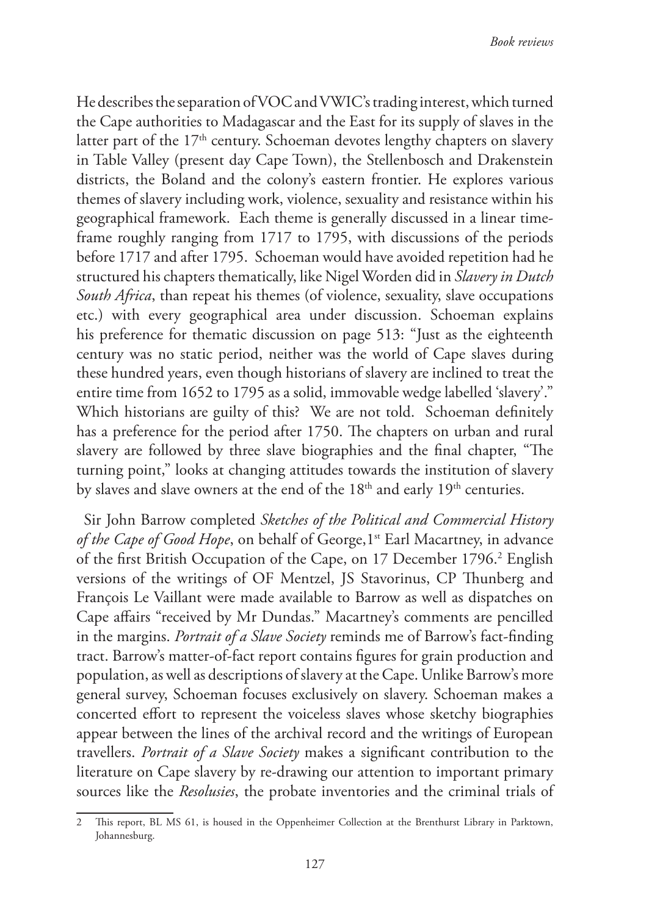He describes the separation of VOC and VWIC's trading interest, which turned the Cape authorities to Madagascar and the East for its supply of slaves in the latter part of the 17th century. Schoeman devotes lengthy chapters on slavery in Table Valley (present day Cape Town), the Stellenbosch and Drakenstein districts, the Boland and the colony's eastern frontier. He explores various themes of slavery including work, violence, sexuality and resistance within his geographical framework. Each theme is generally discussed in a linear time-frame roughly ranging from 1717 to 1795, with discussions of the periods before 1717 and after 1795. Schoeman would have avoided repetition had he structured his chapters thematically, like Nigel Worden did in *Slavery in Dutch South Africa*, than repeat his themes (of violence, sexuality, slave occupations etc.) with every geographical area under discussion. Schoeman explains his preference for thematic discussion on page 513: "Just as the eighteenth century was no static period, neither was the world of Cape slaves during these hundred years, even though historians of slavery are inclined to treat the entire time from 1652 to 1795 as a solid, immovable wedge labelled 'slavery'." Which historians are guilty of this? We are not told. Schoeman definitely has a preference for the period after 1750. The chapters on urban and rural slavery are followed by three slave biographies and the final chapter, "The turning point," looks at changing attitudes towards the institution of slavery by slaves and slave owners at the end of the 18th and early 19th centuries.

Sir John Barrow completed *Sketches of the Political and Commercial History of the Cape of Good Hope*, on behalf of George,1st Earl Macartney, in advance of the first British Occupation of the Cape, on 17 December 1796.[2] English versions of the writings of OF Mentzel, JS Stavorinus, CP Thunberg and François Le Vaillant were made available to Barrow as well as dispatches on Cape affairs "received by Mr Dundas." Macartney's comments are pencilled in the margins. *Portrait of a Slave Society* reminds me of Barrow's fact-finding tract. Barrow's matter-of-fact report contains figures for grain production and population, as well as descriptions of slavery at the Cape. Unlike Barrow's more general survey, Schoeman focuses exclusively on slavery. Schoeman makes a concerted effort to represent the voiceless slaves whose sketchy biographies appear between the lines of the archival record and the writings of European travellers. *Portrait of a Slave Society* makes a significant contribution to the literature on Cape slavery by re-drawing our attention to important primary sources like the *Resolusies*, the probate inventories and the criminal trials of

---

2 This report, BL MS 61, is housed in the Oppenheimer Collection at the Brenthurst Library in Parktown, Johannesburg.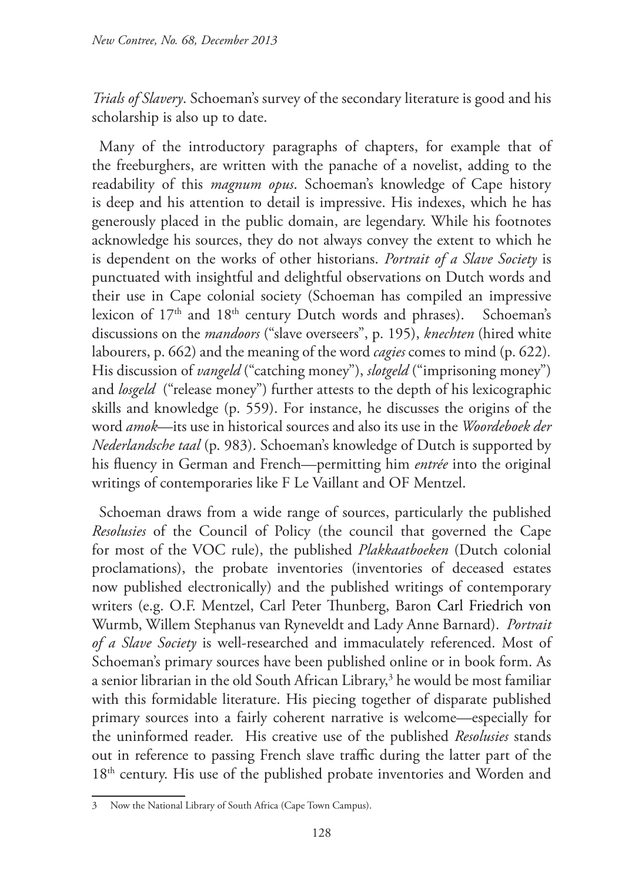*Trials of Slavery*. Schoeman's survey of the secondary literature is good and his scholarship is also up to date.

Many of the introductory paragraphs of chapters, for example that of the freeburghers, are written with the panache of a novelist, adding to the readability of this *magnum opus*. Schoeman's knowledge of Cape history is deep and his attention to detail is impressive. His indexes, which he has generously placed in the public domain, are legendary. While his footnotes acknowledge his sources, they do not always convey the extent to which he is dependent on the works of other historians. *Portrait of a Slave Society* is punctuated with insightful and delightful observations on Dutch words and their use in Cape colonial society (Schoeman has compiled an impressive lexicon of 17th and 18th century Dutch words and phrases). Schoeman's discussions on the *mandoors* ("slave overseers", p. 195), *knechten* (hired white labourers, p. 662) and the meaning of the word *cagies* comes to mind (p. 622). His discussion of *vangeld* ("catching money"), *slotgeld* ("imprisoning money") and *losgeld* ("release money") further attests to the depth of his lexicographic skills and knowledge (p. 559). For instance, he discusses the origins of the word *amok*—its use in historical sources and also its use in the *Woordeboek der Nederlandsche taal* (p. 983). Schoeman's knowledge of Dutch is supported by his fluency in German and French—permitting him *entrée* into the original writings of contemporaries like F Le Vaillant and OF Mentzel.

Schoeman draws from a wide range of sources, particularly the published *Resolusies* of the Council of Policy (the council that governed the Cape for most of the VOC rule), the published *Plakkaatboeken* (Dutch colonial proclamations), the probate inventories (inventories of deceased estates now published electronically) and the published writings of contemporary writers (e.g. O.F. Mentzel, Carl Peter Thunberg, Baron Carl Friedrich von Wurmb, Willem Stephanus van Ryneveldt and Lady Anne Barnard). *Portrait of a Slave Society* is well-researched and immaculately referenced. Most of Schoeman's primary sources have been published online or in book form. As a senior librarian in the old South African Library,[3] he would be most familiar with this formidable literature. His piecing together of disparate published primary sources into a fairly coherent narrative is welcome—especially for the uninformed reader. His creative use of the published *Resolusies* stands out in reference to passing French slave traffic during the latter part of the 18th century. His use of the published probate inventories and Worden and

---

3 Now the National Library of South Africa (Cape Town Campus).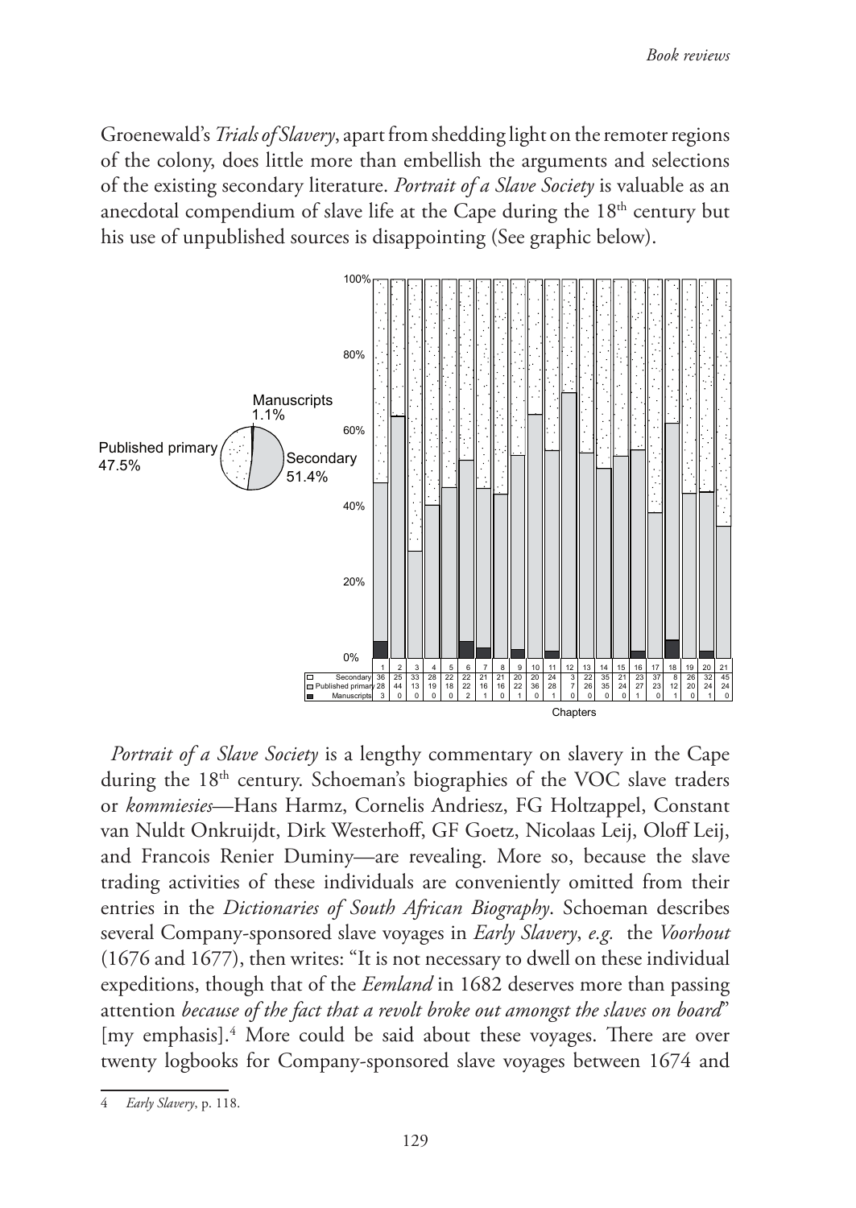Groenewald's *Trials of Slavery*, apart from shedding light on the remoter regions of the colony, does little more than embellish the arguments and selections of the existing secondary literature. *Portrait of a Slave Society* is valuable as an anecdotal compendium of slave life at the Cape during the 18th century but his use of unpublished sources is disappointing (See graphic below).

Manuscripts 1.1%; Published primary 47.5%; Secondary 51.4%

| Chapters | 1 | 2 | 3 | 4 | 5 | 6 | 7 | 8 | 9 | 10 | 11 | 12 | 13 | 14 | 15 | 16 | 17 | 18 | 19 | 20 | 21 |
|---|---|---|---|---|---|---|---|---|---|---|---|---|---|---|---|---|---|---|---|---|---|
| Secondary | 36 | 25 | 33 | 28 | 22 | 22 | 21 | 21 | 20 | 20 | 24 | 3 | 22 | 35 | 21 | 23 | 37 | 8 | 26 | 32 | 45 |
| Published primary | 28 | 44 | 13 | 19 | 18 | 22 | 16 | 16 | 22 | 36 | 28 | 7 | 26 | 35 | 24 | 27 | 23 | 12 | 20 | 24 | 24 |
| Manuscripts | 3 | 0 | 0 | 0 | 0 | 2 | 1 | 0 | 1 | 0 | 1 | 0 | 0 | 0 | 0 | 1 | 0 | 1 | 0 | 1 | 0 |

*Portrait of a Slave Society* is a lengthy commentary on slavery in the Cape during the 18th century. Schoeman's biographies of the VOC slave traders or *kommiesies*—Hans Harmz, Cornelis Andriesz, FG Holtzappel, Constant van Nuldt Onkruijdt, Dirk Westerhoff, GF Goetz, Nicolaas Leij, Oloff Leij, and Francois Renier Duminy—are revealing. More so, because the slave trading activities of these individuals are conveniently omitted from their entries in the *Dictionaries of South African Biography*. Schoeman describes several Company-sponsored slave voyages in *Early Slavery*, *e.g.* the *Voorhout* (1676 and 1677), then writes: "It is not necessary to dwell on these individual expeditions, though that of the *Eemland* in 1682 deserves more than passing attention *because of the fact that a revolt broke out amongst the slaves on board*" [my emphasis].[4] More could be said about these voyages. There are over twenty logbooks for Company-sponsored slave voyages between 1674 and

4 *Early Slavery*, p. 118.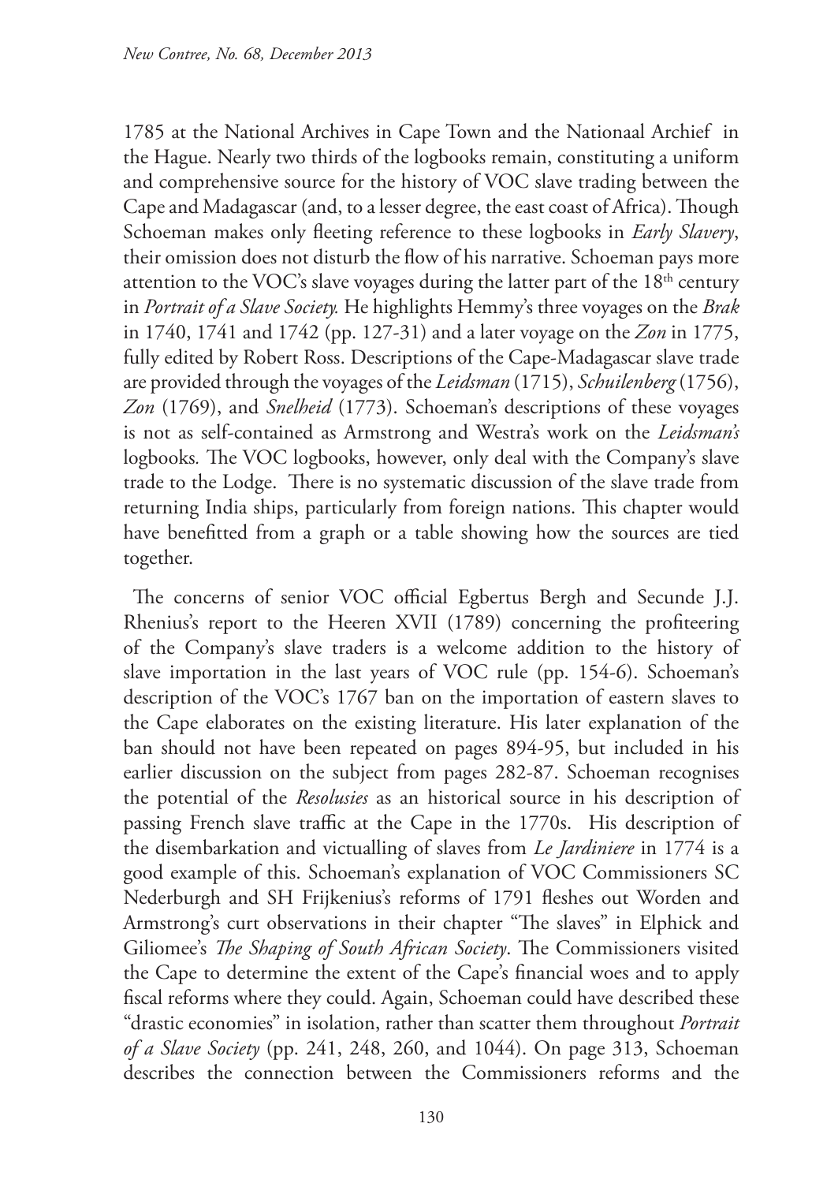1785 at the National Archives in Cape Town and the Nationaal Archief in the Hague. Nearly two thirds of the logbooks remain, constituting a uniform and comprehensive source for the history of VOC slave trading between the Cape and Madagascar (and, to a lesser degree, the east coast of Africa). Though Schoeman makes only fleeting reference to these logbooks in *Early Slavery*, their omission does not disturb the flow of his narrative. Schoeman pays more attention to the VOC's slave voyages during the latter part of the 18th century in *Portrait of a Slave Society.* He highlights Hemmy's three voyages on the *Brak* in 1740, 1741 and 1742 (pp. 127-31) and a later voyage on the *Zon* in 1775, fully edited by Robert Ross. Descriptions of the Cape-Madagascar slave trade are provided through the voyages of the *Leidsman* (1715), *Schuilenberg* (1756), *Zon* (1769), and *Snelheid* (1773). Schoeman's descriptions of these voyages is not as self-contained as Armstrong and Westra's work on the *Leidsman's* logbooks. The VOC logbooks, however, only deal with the Company's slave trade to the Lodge. There is no systematic discussion of the slave trade from returning India ships, particularly from foreign nations. This chapter would have benefitted from a graph or a table showing how the sources are tied together.

The concerns of senior VOC official Egbertus Bergh and Secunde J.J. Rhenius's report to the Heeren XVII (1789) concerning the profiteering of the Company's slave traders is a welcome addition to the history of slave importation in the last years of VOC rule (pp. 154-6). Schoeman's description of the VOC's 1767 ban on the importation of eastern slaves to the Cape elaborates on the existing literature. His later explanation of the ban should not have been repeated on pages 894-95, but included in his earlier discussion on the subject from pages 282-87. Schoeman recognises the potential of the *Resolusies* as an historical source in his description of passing French slave traffic at the Cape in the 1770s. His description of the disembarkation and victualling of slaves from *Le Jardiniere* in 1774 is a good example of this. Schoeman's explanation of VOC Commissioners SC Nederburgh and SH Frijkenius's reforms of 1791 fleshes out Worden and Armstrong's curt observations in their chapter "The slaves" in Elphick and Giliomee's *The Shaping of South African Society*. The Commissioners visited the Cape to determine the extent of the Cape's financial woes and to apply fiscal reforms where they could. Again, Schoeman could have described these "drastic economies" in isolation, rather than scatter them throughout *Portrait of a Slave Society* (pp. 241, 248, 260, and 1044). On page 313, Schoeman describes the connection between the Commissioners reforms and the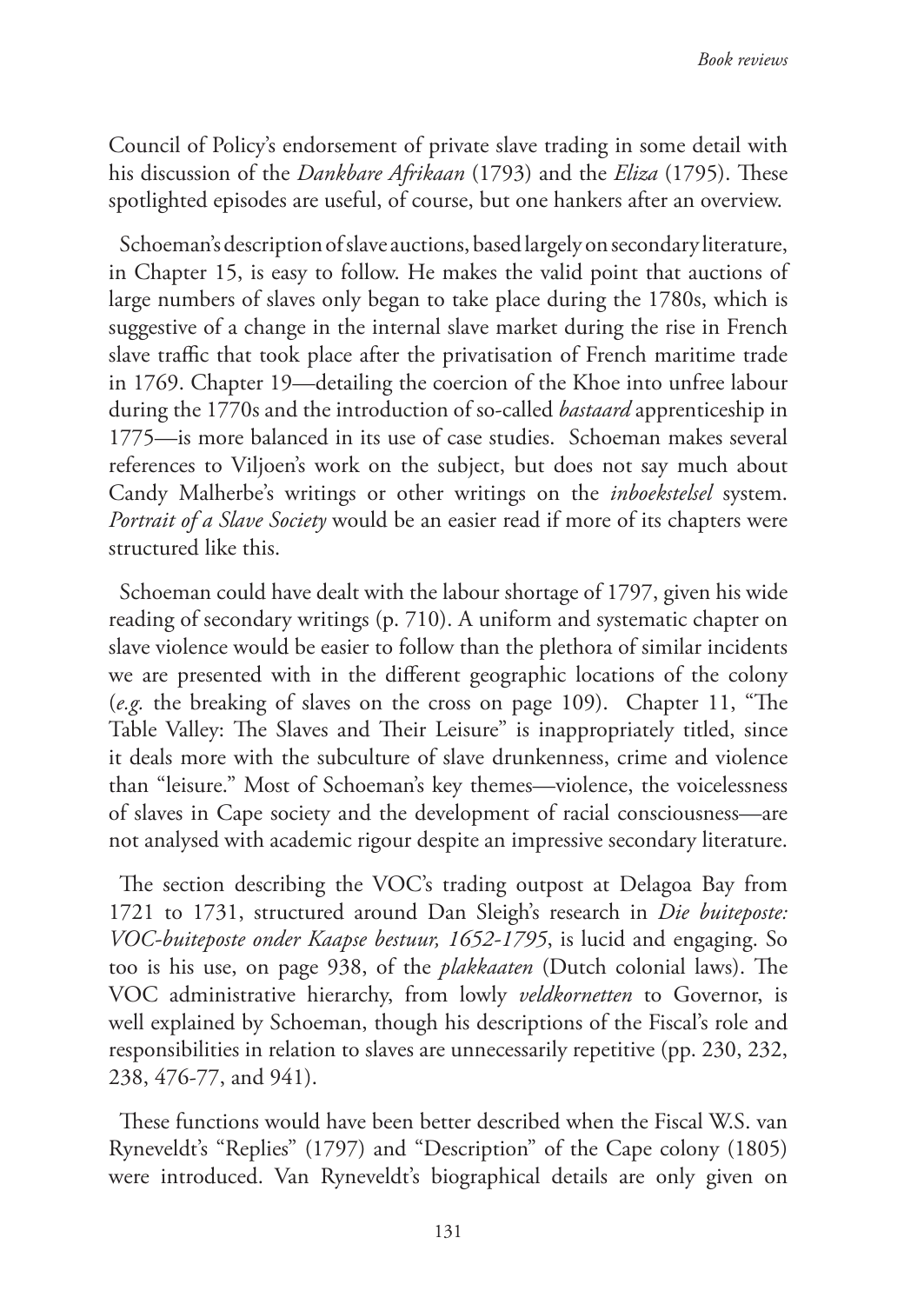Council of Policy's endorsement of private slave trading in some detail with his discussion of the *Dankbare Afrikaan* (1793) and the *Eliza* (1795). These spotlighted episodes are useful, of course, but one hankers after an overview.

Schoeman's description of slave auctions, based largely on secondary literature, in Chapter 15, is easy to follow. He makes the valid point that auctions of large numbers of slaves only began to take place during the 1780s, which is suggestive of a change in the internal slave market during the rise in French slave traffic that took place after the privatisation of French maritime trade in 1769. Chapter 19—detailing the coercion of the Khoe into unfree labour during the 1770s and the introduction of so-called *bastaard* apprenticeship in 1775—is more balanced in its use of case studies. Schoeman makes several references to Viljoen's work on the subject, but does not say much about Candy Malherbe's writings or other writings on the *inboekstelsel* system. *Portrait of a Slave Society* would be an easier read if more of its chapters were structured like this.

Schoeman could have dealt with the labour shortage of 1797, given his wide reading of secondary writings (p. 710). A uniform and systematic chapter on slave violence would be easier to follow than the plethora of similar incidents we are presented with in the different geographic locations of the colony (*e.g.* the breaking of slaves on the cross on page 109). Chapter 11, "The Table Valley: The Slaves and Their Leisure" is inappropriately titled, since it deals more with the subculture of slave drunkenness, crime and violence than "leisure." Most of Schoeman's key themes—violence, the voicelessness of slaves in Cape society and the development of racial consciousness—are not analysed with academic rigour despite an impressive secondary literature.

The section describing the VOC's trading outpost at Delagoa Bay from 1721 to 1731, structured around Dan Sleigh's research in *Die buiteposte: VOC-buiteposte onder Kaapse bestuur, 1652-1795*, is lucid and engaging. So too is his use, on page 938, of the *plakkaaten* (Dutch colonial laws). The VOC administrative hierarchy, from lowly *veldkornetten* to Governor, is well explained by Schoeman, though his descriptions of the Fiscal's role and responsibilities in relation to slaves are unnecessarily repetitive (pp. 230, 232, 238, 476-77, and 941).

These functions would have been better described when the Fiscal W.S. van Ryneveldt's "Replies" (1797) and "Description" of the Cape colony (1805) were introduced. Van Ryneveldt's biographical details are only given on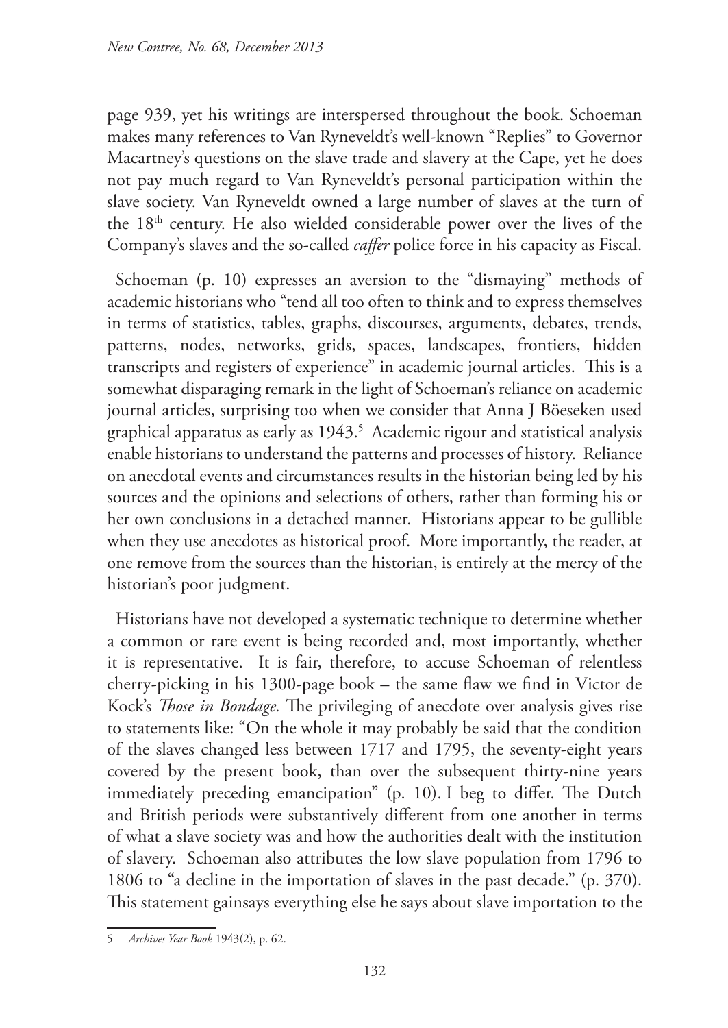page 939, yet his writings are interspersed throughout the book. Schoeman makes many references to Van Ryneveldt's well-known "Replies" to Governor Macartney's questions on the slave trade and slavery at the Cape, yet he does not pay much regard to Van Ryneveldt's personal participation within the slave society. Van Ryneveldt owned a large number of slaves at the turn of the 18th century. He also wielded considerable power over the lives of the Company's slaves and the so-called *caffer* police force in his capacity as Fiscal.

Schoeman (p. 10) expresses an aversion to the "dismaying" methods of academic historians who "tend all too often to think and to express themselves in terms of statistics, tables, graphs, discourses, arguments, debates, trends, patterns, nodes, networks, grids, spaces, landscapes, frontiers, hidden transcripts and registers of experience" in academic journal articles. This is a somewhat disparaging remark in the light of Schoeman's reliance on academic journal articles, surprising too when we consider that Anna J Böeseken used graphical apparatus as early as 1943.[5] Academic rigour and statistical analysis enable historians to understand the patterns and processes of history. Reliance on anecdotal events and circumstances results in the historian being led by his sources and the opinions and selections of others, rather than forming his or her own conclusions in a detached manner. Historians appear to be gullible when they use anecdotes as historical proof. More importantly, the reader, at one remove from the sources than the historian, is entirely at the mercy of the historian's poor judgment.

Historians have not developed a systematic technique to determine whether a common or rare event is being recorded and, most importantly, whether it is representative. It is fair, therefore, to accuse Schoeman of relentless cherry-picking in his 1300-page book – the same flaw we find in Victor de Kock's *Those in Bondage*. The privileging of anecdote over analysis gives rise to statements like: "On the whole it may probably be said that the condition of the slaves changed less between 1717 and 1795, the seventy-eight years covered by the present book, than over the subsequent thirty-nine years immediately preceding emancipation" (p. 10). I beg to differ. The Dutch and British periods were substantively different from one another in terms of what a slave society was and how the authorities dealt with the institution of slavery. Schoeman also attributes the low slave population from 1796 to 1806 to "a decline in the importation of slaves in the past decade." (p. 370). This statement gainsays everything else he says about slave importation to the

5 *Archives Year Book* 1943(2), p. 62.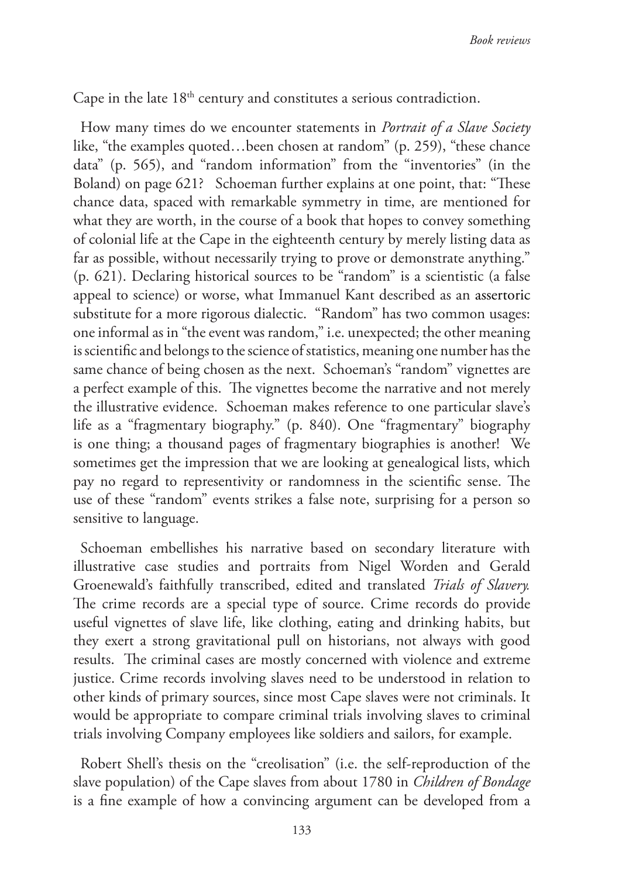Cape in the late 18th century and constitutes a serious contradiction.

How many times do we encounter statements in *Portrait of a Slave Society* like, "the examples quoted…been chosen at random" (p. 259), "these chance data" (p. 565), and "random information" from the "inventories" (in the Boland) on page 621? Schoeman further explains at one point, that: "These chance data, spaced with remarkable symmetry in time, are mentioned for what they are worth, in the course of a book that hopes to convey something of colonial life at the Cape in the eighteenth century by merely listing data as far as possible, without necessarily trying to prove or demonstrate anything." (p. 621). Declaring historical sources to be "random" is a scientistic (a false appeal to science) or worse, what Immanuel Kant described as an assertoric substitute for a more rigorous dialectic. "Random" has two common usages: one informal as in "the event was random," i.e. unexpected; the other meaning is scientific and belongs to the science of statistics, meaning one number has the same chance of being chosen as the next. Schoeman's "random" vignettes are a perfect example of this. The vignettes become the narrative and not merely the illustrative evidence. Schoeman makes reference to one particular slave's life as a "fragmentary biography." (p. 840). One "fragmentary" biography is one thing; a thousand pages of fragmentary biographies is another! We sometimes get the impression that we are looking at genealogical lists, which pay no regard to representivity or randomness in the scientific sense. The use of these "random" events strikes a false note, surprising for a person so sensitive to language.

Schoeman embellishes his narrative based on secondary literature with illustrative case studies and portraits from Nigel Worden and Gerald Groenewald's faithfully transcribed, edited and translated *Trials of Slavery.* The crime records are a special type of source. Crime records do provide useful vignettes of slave life, like clothing, eating and drinking habits, but they exert a strong gravitational pull on historians, not always with good results. The criminal cases are mostly concerned with violence and extreme justice. Crime records involving slaves need to be understood in relation to other kinds of primary sources, since most Cape slaves were not criminals. It would be appropriate to compare criminal trials involving slaves to criminal trials involving Company employees like soldiers and sailors, for example.

Robert Shell's thesis on the "creolisation" (i.e. the self-reproduction of the slave population) of the Cape slaves from about 1780 in *Children of Bondage* is a fine example of how a convincing argument can be developed from a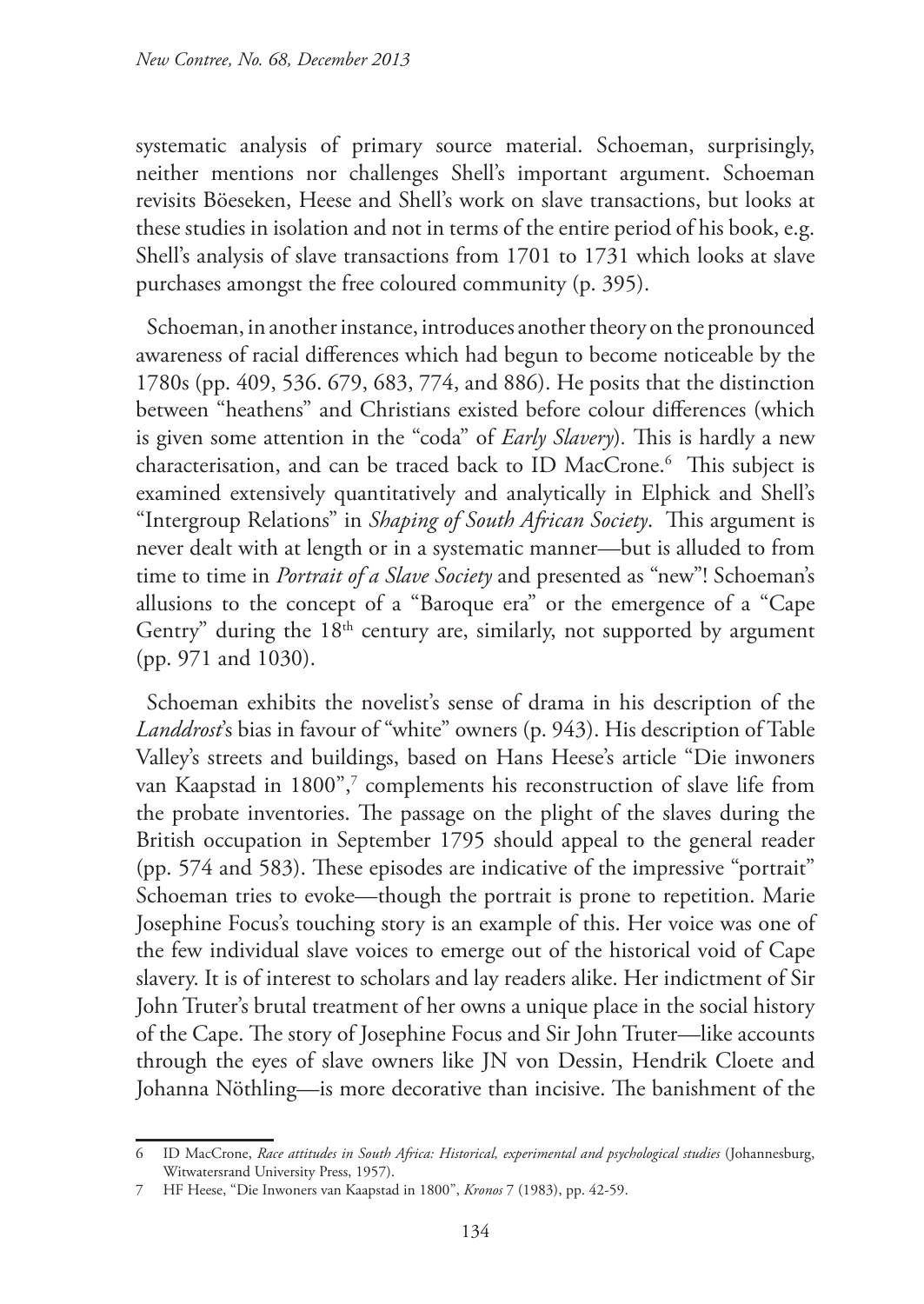systematic analysis of primary source material. Schoeman, surprisingly, neither mentions nor challenges Shell's important argument. Schoeman revisits Böeseken, Heese and Shell's work on slave transactions, but looks at these studies in isolation and not in terms of the entire period of his book, e.g. Shell's analysis of slave transactions from 1701 to 1731 which looks at slave purchases amongst the free coloured community (p. 395).

Schoeman, in another instance, introduces another theory on the pronounced awareness of racial differences which had begun to become noticeable by the 1780s (pp. 409, 536. 679, 683, 774, and 886). He posits that the distinction between "heathens" and Christians existed before colour differences (which is given some attention in the "coda" of *Early Slavery*). This is hardly a new characterisation, and can be traced back to ID MacCrone.[6] This subject is examined extensively quantitatively and analytically in Elphick and Shell's "Intergroup Relations" in *Shaping of South African Society*. This argument is never dealt with at length or in a systematic manner—but is alluded to from time to time in *Portrait of a Slave Society* and presented as "new"! Schoeman's allusions to the concept of a "Baroque era" or the emergence of a "Cape Gentry" during the 18th century are, similarly, not supported by argument (pp. 971 and 1030).

Schoeman exhibits the novelist's sense of drama in his description of the *Landdrost*'s bias in favour of "white" owners (p. 943). His description of Table Valley's streets and buildings, based on Hans Heese's article "Die inwoners van Kaapstad in 1800",[7] complements his reconstruction of slave life from the probate inventories. The passage on the plight of the slaves during the British occupation in September 1795 should appeal to the general reader (pp. 574 and 583). These episodes are indicative of the impressive "portrait" Schoeman tries to evoke—though the portrait is prone to repetition. Marie Josephine Focus's touching story is an example of this. Her voice was one of the few individual slave voices to emerge out of the historical void of Cape slavery. It is of interest to scholars and lay readers alike. Her indictment of Sir John Truter's brutal treatment of her owns a unique place in the social history of the Cape. The story of Josephine Focus and Sir John Truter—like accounts through the eyes of slave owners like JN von Dessin, Hendrik Cloete and Johanna Nöthling—is more decorative than incisive. The banishment of the

---

6 ID MacCrone, *Race attitudes in South Africa: Historical, experimental and psychological studies* (Johannesburg, Witwatersrand University Press, 1957).

7 HF Heese, "Die Inwoners van Kaapstad in 1800", *Kronos* 7 (1983), pp. 42-59.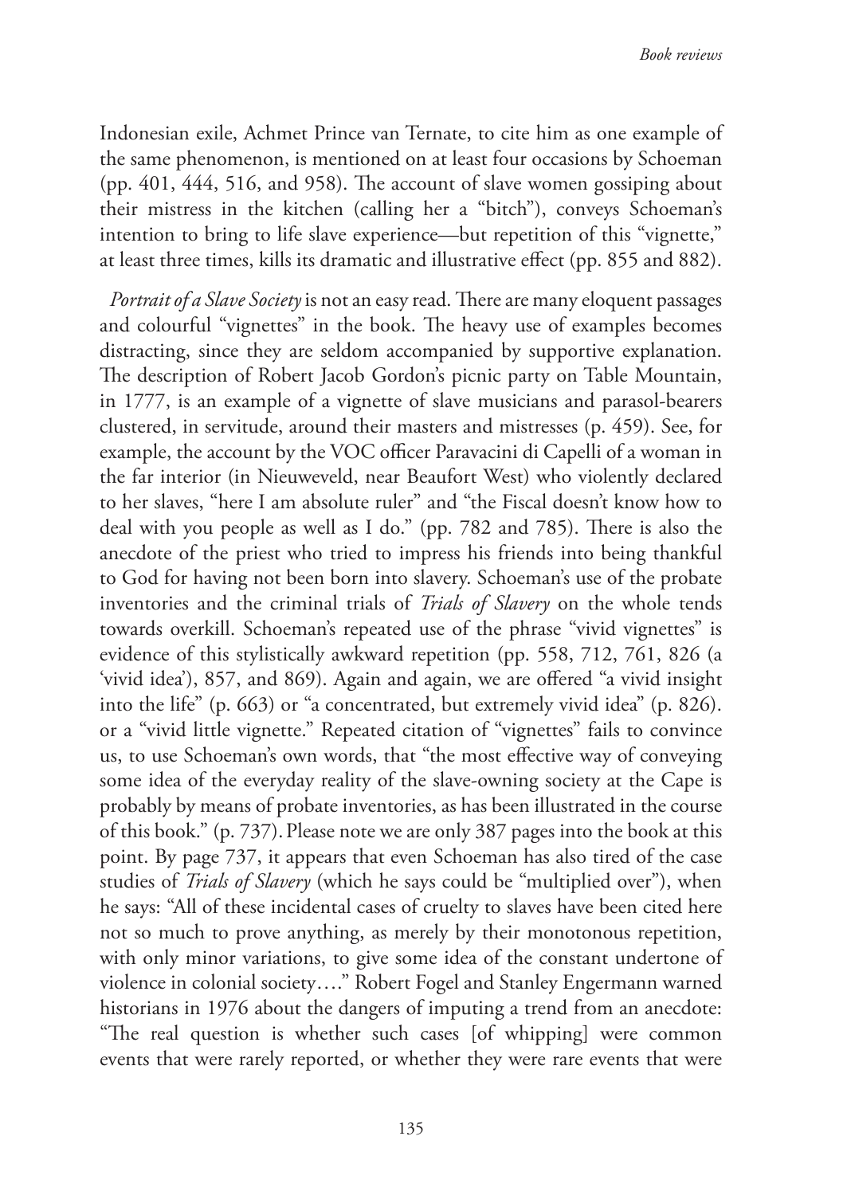Indonesian exile, Achmet Prince van Ternate, to cite him as one example of the same phenomenon, is mentioned on at least four occasions by Schoeman (pp. 401, 444, 516, and 958). The account of slave women gossiping about their mistress in the kitchen (calling her a "bitch"), conveys Schoeman's intention to bring to life slave experience—but repetition of this "vignette," at least three times, kills its dramatic and illustrative effect (pp. 855 and 882).

*Portrait of a Slave Society* is not an easy read. There are many eloquent passages and colourful "vignettes" in the book. The heavy use of examples becomes distracting, since they are seldom accompanied by supportive explanation. The description of Robert Jacob Gordon's picnic party on Table Mountain, in 1777, is an example of a vignette of slave musicians and parasol-bearers clustered, in servitude, around their masters and mistresses (p. 459). See, for example, the account by the VOC officer Paravacini di Capelli of a woman in the far interior (in Nieuweveld, near Beaufort West) who violently declared to her slaves, "here I am absolute ruler" and "the Fiscal doesn't know how to deal with you people as well as I do." (pp. 782 and 785). There is also the anecdote of the priest who tried to impress his friends into being thankful to God for having not been born into slavery. Schoeman's use of the probate inventories and the criminal trials of *Trials of Slavery* on the whole tends towards overkill. Schoeman's repeated use of the phrase "vivid vignettes" is evidence of this stylistically awkward repetition (pp. 558, 712, 761, 826 (a 'vivid idea'), 857, and 869). Again and again, we are offered "a vivid insight into the life" (p. 663) or "a concentrated, but extremely vivid idea" (p. 826). or a "vivid little vignette." Repeated citation of "vignettes" fails to convince us, to use Schoeman's own words, that "the most effective way of conveying some idea of the everyday reality of the slave-owning society at the Cape is probably by means of probate inventories, as has been illustrated in the course of this book." (p. 737). Please note we are only 387 pages into the book at this point. By page 737, it appears that even Schoeman has also tired of the case studies of *Trials of Slavery* (which he says could be "multiplied over"), when he says: "All of these incidental cases of cruelty to slaves have been cited here not so much to prove anything, as merely by their monotonous repetition, with only minor variations, to give some idea of the constant undertone of violence in colonial society…." Robert Fogel and Stanley Engermann warned historians in 1976 about the dangers of imputing a trend from an anecdote: "The real question is whether such cases [of whipping] were common events that were rarely reported, or whether they were rare events that were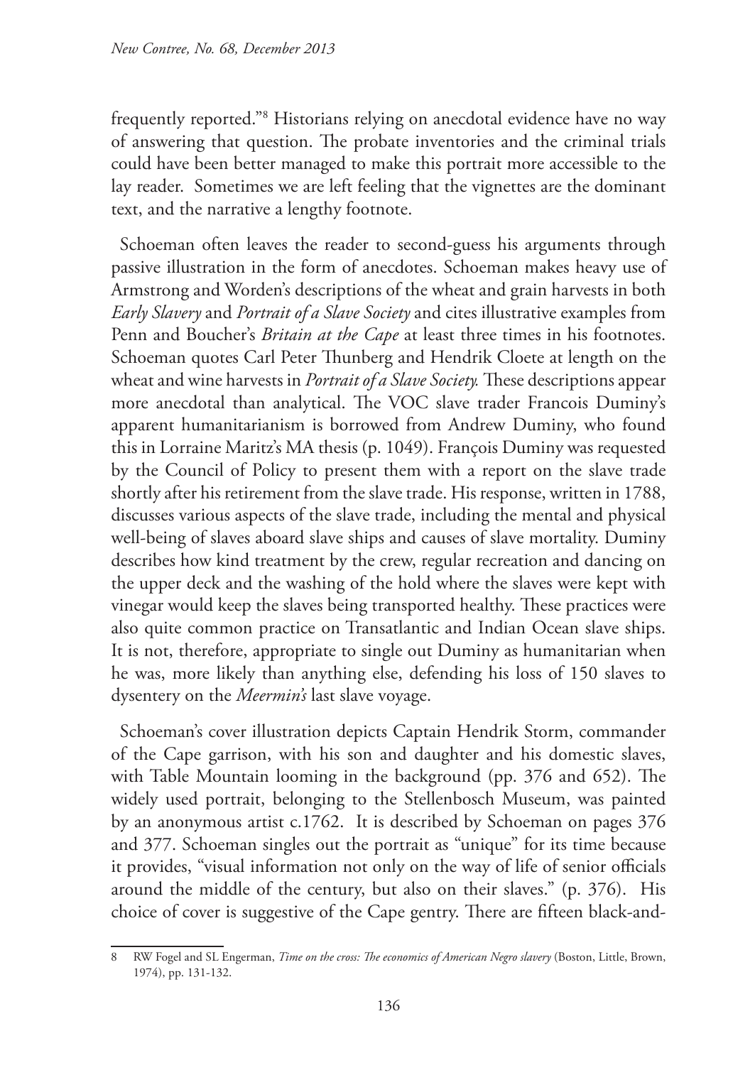frequently reported."[8] Historians relying on anecdotal evidence have no way of answering that question. The probate inventories and the criminal trials could have been better managed to make this portrait more accessible to the lay reader. Sometimes we are left feeling that the vignettes are the dominant text, and the narrative a lengthy footnote.

Schoeman often leaves the reader to second-guess his arguments through passive illustration in the form of anecdotes. Schoeman makes heavy use of Armstrong and Worden's descriptions of the wheat and grain harvests in both *Early Slavery* and *Portrait of a Slave Society* and cites illustrative examples from Penn and Boucher's *Britain at the Cape* at least three times in his footnotes. Schoeman quotes Carl Peter Thunberg and Hendrik Cloete at length on the wheat and wine harvests in *Portrait of a Slave Society.* These descriptions appear more anecdotal than analytical. The VOC slave trader Francois Duminy's apparent humanitarianism is borrowed from Andrew Duminy, who found this in Lorraine Maritz's MA thesis (p. 1049). François Duminy was requested by the Council of Policy to present them with a report on the slave trade shortly after his retirement from the slave trade. His response, written in 1788, discusses various aspects of the slave trade, including the mental and physical well-being of slaves aboard slave ships and causes of slave mortality. Duminy describes how kind treatment by the crew, regular recreation and dancing on the upper deck and the washing of the hold where the slaves were kept with vinegar would keep the slaves being transported healthy. These practices were also quite common practice on Transatlantic and Indian Ocean slave ships. It is not, therefore, appropriate to single out Duminy as humanitarian when he was, more likely than anything else, defending his loss of 150 slaves to dysentery on the *Meermin's* last slave voyage.

Schoeman's cover illustration depicts Captain Hendrik Storm, commander of the Cape garrison, with his son and daughter and his domestic slaves, with Table Mountain looming in the background (pp. 376 and 652). The widely used portrait, belonging to the Stellenbosch Museum, was painted by an anonymous artist c.1762. It is described by Schoeman on pages 376 and 377. Schoeman singles out the portrait as "unique" for its time because it provides, "visual information not only on the way of life of senior officials around the middle of the century, but also on their slaves." (p. 376). His choice of cover is suggestive of the Cape gentry. There are fifteen black-and-

---

8 RW Fogel and SL Engerman, *Time on the cross: The economics of American Negro slavery* (Boston, Little, Brown, 1974), pp. 131-132.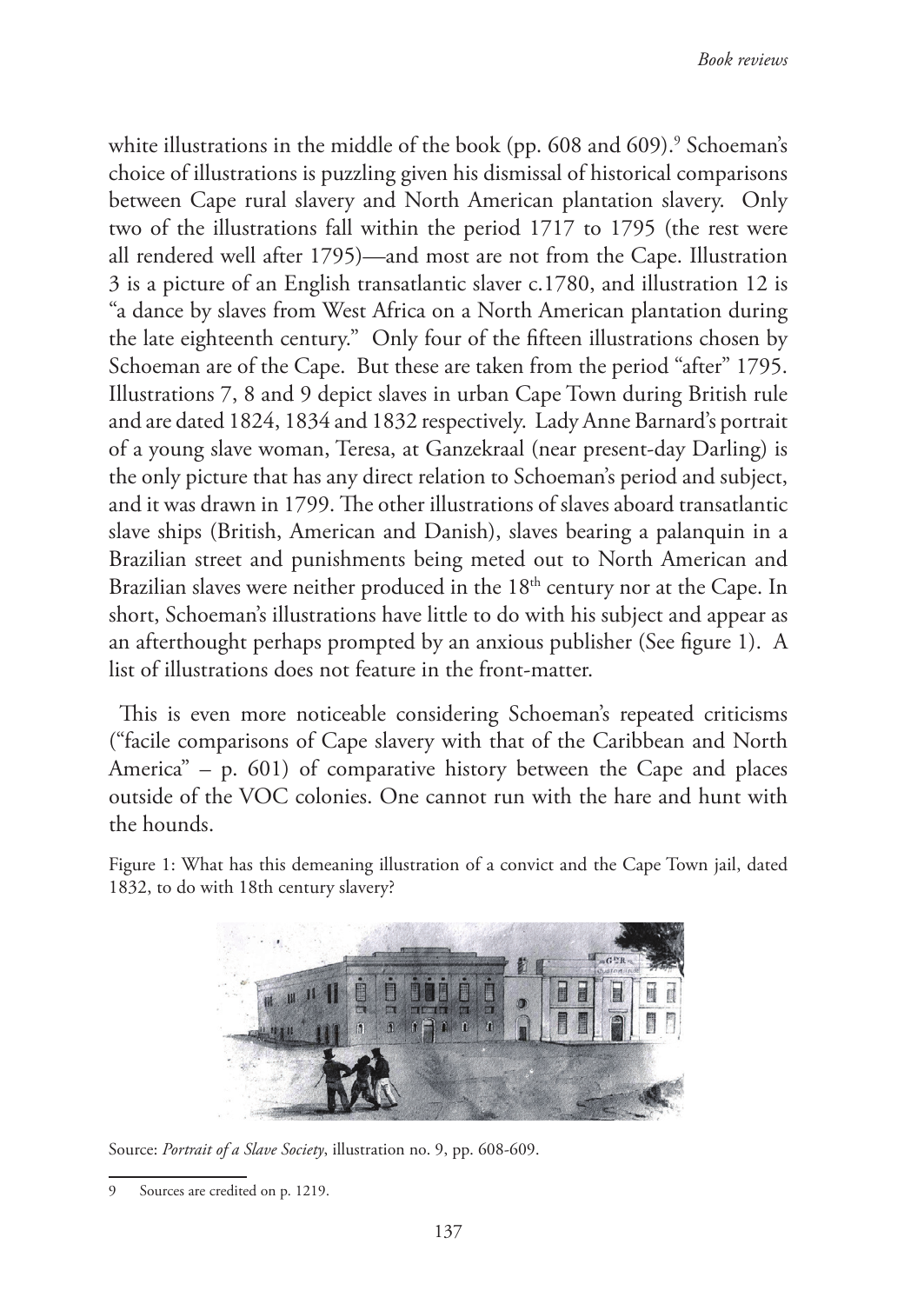white illustrations in the middle of the book (pp. 608 and 609).[9] Schoeman's choice of illustrations is puzzling given his dismissal of historical comparisons between Cape rural slavery and North American plantation slavery. Only two of the illustrations fall within the period 1717 to 1795 (the rest were all rendered well after 1795)—and most are not from the Cape. Illustration 3 is a picture of an English transatlantic slaver c.1780, and illustration 12 is "a dance by slaves from West Africa on a North American plantation during the late eighteenth century." Only four of the fifteen illustrations chosen by Schoeman are of the Cape. But these are taken from the period "after" 1795. Illustrations 7, 8 and 9 depict slaves in urban Cape Town during British rule and are dated 1824, 1834 and 1832 respectively. Lady Anne Barnard's portrait of a young slave woman, Teresa, at Ganzekraal (near present-day Darling) is the only picture that has any direct relation to Schoeman's period and subject, and it was drawn in 1799. The other illustrations of slaves aboard transatlantic slave ships (British, American and Danish), slaves bearing a palanquin in a Brazilian street and punishments being meted out to North American and Brazilian slaves were neither produced in the 18th century nor at the Cape. In short, Schoeman's illustrations have little to do with his subject and appear as an afterthought perhaps prompted by an anxious publisher (See figure 1). A list of illustrations does not feature in the front-matter.

This is even more noticeable considering Schoeman's repeated criticisms ("facile comparisons of Cape slavery with that of the Caribbean and North America" – p. 601) of comparative history between the Cape and places outside of the VOC colonies. One cannot run with the hare and hunt with the hounds.

Figure 1: What has this demeaning illustration of a convict and the Cape Town jail, dated 1832, to do with 18th century slavery?

Source: *Portrait of a Slave Society*, illustration no. 9, pp. 608-609.

---

9 Sources are credited on p. 1219.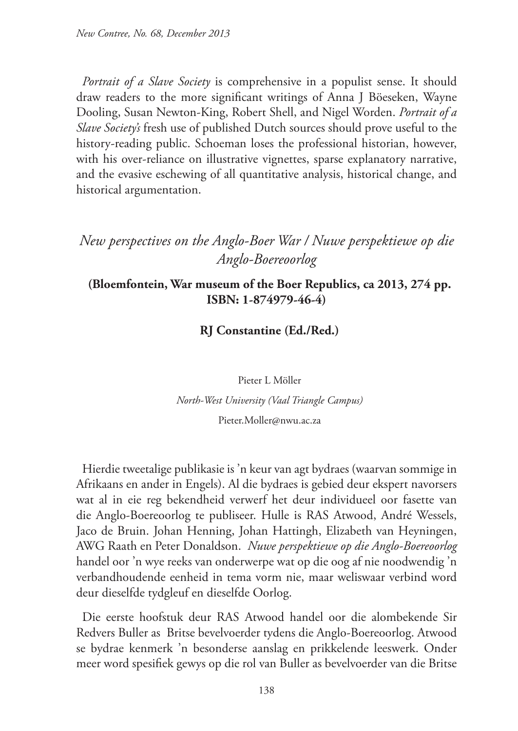*Portrait of a Slave Society* is comprehensive in a populist sense. It should draw readers to the more significant writings of Anna J Böeseken, Wayne Dooling, Susan Newton-King, Robert Shell, and Nigel Worden. *Portrait of a Slave Society's* fresh use of published Dutch sources should prove useful to the history-reading public. Schoeman loses the professional historian, however, with his over-reliance on illustrative vignettes, sparse explanatory narrative, and the evasive eschewing of all quantitative analysis, historical change, and historical argumentation.

## *New perspectives on the Anglo-Boer War / Nuwe perspektiewe op die Anglo-Boereoorlog*

**(Bloemfontein, War museum of the Boer Republics, ca 2013, 274 pp. ISBN: 1-874979-46-4)**

**RJ Constantine (Ed./Red.)**

Pieter L Möller

*North-West University (Vaal Triangle Campus)*

Pieter.Moller@nwu.ac.za

Hierdie tweetalige publikasie is 'n keur van agt bydraes (waarvan sommige in Afrikaans en ander in Engels). Al die bydraes is gebied deur ekspert navorsers wat al in eie reg bekendheid verwerf het deur individueel oor fasette van die Anglo-Boereoorlog te publiseer. Hulle is RAS Atwood, André Wessels, Jaco de Bruin. Johan Henning, Johan Hattingh, Elizabeth van Heyningen, AWG Raath en Peter Donaldson. *Nuwe perspektiewe op die Anglo-Boereoorlog* handel oor 'n wye reeks van onderwerpe wat op die oog af nie noodwendig 'n verbandhoudende eenheid in tema vorm nie, maar weliswaar verbind word deur dieselfde tydgleuf en dieselfde Oorlog.

Die eerste hoofstuk deur RAS Atwood handel oor die alombekende Sir Redvers Buller as Britse bevelvoerder tydens die Anglo-Boereoorlog. Atwood se bydrae kenmerk 'n besonderse aanslag en prikkelende leeswerk. Onder meer word spesifiek gewys op die rol van Buller as bevelvoerder van die Britse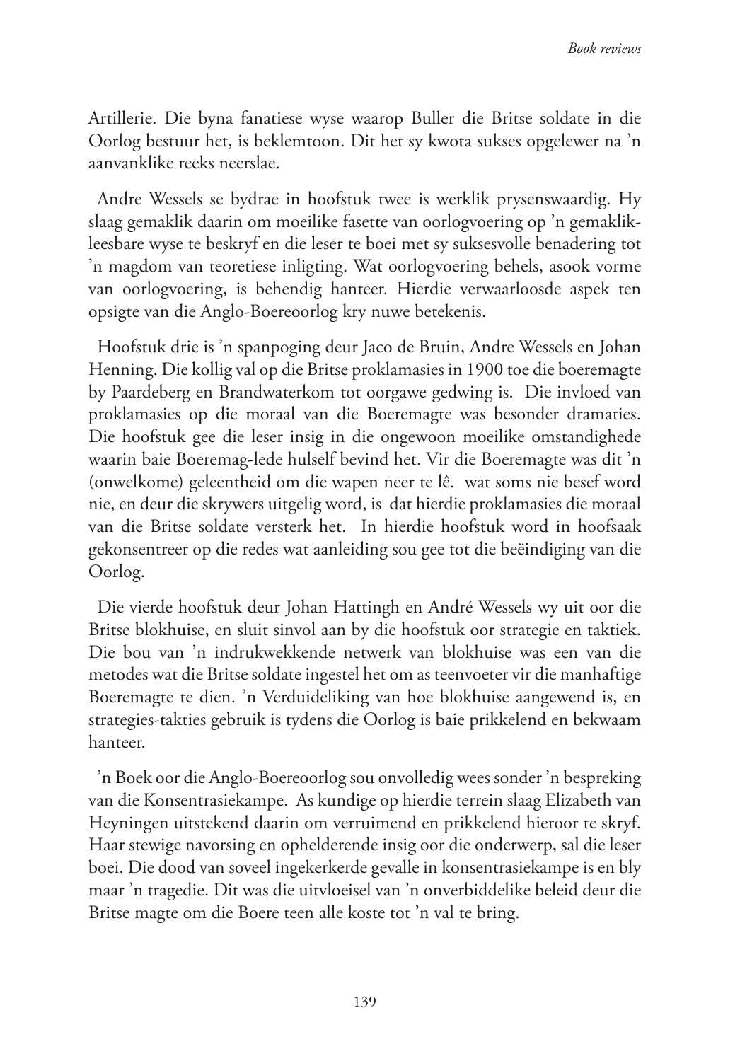Artillerie. Die byna fanatiese wyse waarop Buller die Britse soldate in die Oorlog bestuur het, is beklemtoon. Dit het sy kwota sukses opgelewer na 'n aanvanklike reeks neerslae.

Andre Wessels se bydrae in hoofstuk twee is werklik prysenswaardig. Hy slaag gemaklik daarin om moeilike fasette van oorlogvoering op 'n gemaklikleesbare wyse te beskryf en die leser te boei met sy suksesvolle benadering tot 'n magdom van teoretiese inligting. Wat oorlogvoering behels, asook vorme van oorlogvoering, is behendig hanteer. Hierdie verwaarloosde aspek ten opsigte van die Anglo-Boereoorlog kry nuwe betekenis.

Hoofstuk drie is 'n spanpoging deur Jaco de Bruin, Andre Wessels en Johan Henning. Die kollig val op die Britse proklamasies in 1900 toe die boeremagte by Paardeberg en Brandwaterkom tot oorgawe gedwing is. Die invloed van proklamasies op die moraal van die Boeremagte was besonder dramaties. Die hoofstuk gee die leser insig in die ongewoon moeilike omstandighede waarin baie Boeremag-lede hulself bevind het. Vir die Boeremagte was dit 'n (onwelkome) geleentheid om die wapen neer te lê. wat soms nie besef word nie, en deur die skrywers uitgelig word, is dat hierdie proklamasies die moraal van die Britse soldate versterk het. In hierdie hoofstuk word in hoofsaak gekonsentreer op die redes wat aanleiding sou gee tot die beëindiging van die Oorlog.

Die vierde hoofstuk deur Johan Hattingh en André Wessels wy uit oor die Britse blokhuise, en sluit sinvol aan by die hoofstuk oor strategie en taktiek. Die bou van 'n indrukwekkende netwerk van blokhuise was een van die metodes wat die Britse soldate ingestel het om as teenvoeter vir die manhaftige Boeremagte te dien. 'n Verduideliking van hoe blokhuise aangewend is, en strategies-takties gebruik is tydens die Oorlog is baie prikkelend en bekwaam hanteer.

'n Boek oor die Anglo-Boereoorlog sou onvolledig wees sonder 'n bespreking van die Konsentrasiekampe. As kundige op hierdie terrein slaag Elizabeth van Heyningen uitstekend daarin om verruimend en prikkelend hieroor te skryf. Haar stewige navorsing en ophelderende insig oor die onderwerp, sal die leser boei. Die dood van soveel ingekerkerde gevalle in konsentrasiekampe is en bly maar 'n tragedie. Dit was die uitvloeisel van 'n onverbiddelike beleid deur die Britse magte om die Boere teen alle koste tot 'n val te bring.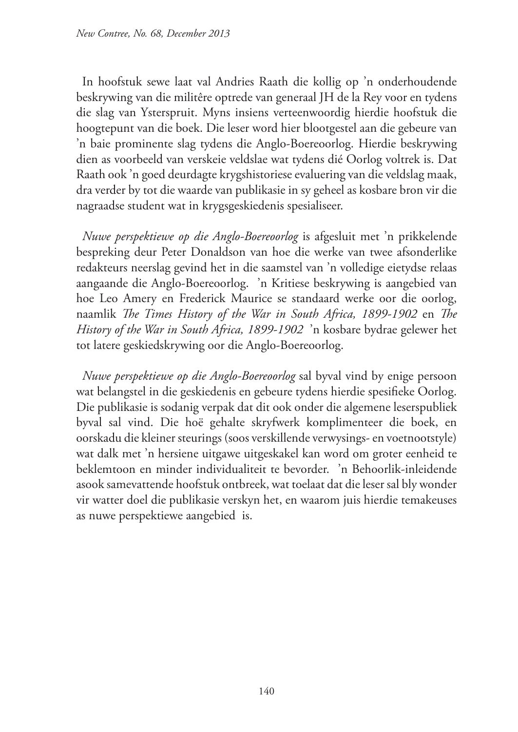In hoofstuk sewe laat val Andries Raath die kollig op 'n onderhoudende beskrywing van die militêre optrede van generaal JH de la Rey voor en tydens die slag van Ysterspruit. Myns insiens verteenwoordig hierdie hoofstuk die hoogtepunt van die boek. Die leser word hier blootgestel aan die gebeure van 'n baie prominente slag tydens die Anglo-Boereoorlog. Hierdie beskrywing dien as voorbeeld van verskeie veldslae wat tydens dié Oorlog voltrek is. Dat Raath ook 'n goed deurdagte krygshistoriese evaluering van die veldslag maak, dra verder by tot die waarde van publikasie in sy geheel as kosbare bron vir die nagraadse student wat in krygsgeskiedenis spesialiseer.

*Nuwe perspektiewe op die Anglo-Boereoorlog* is afgesluit met 'n prikkelende bespreking deur Peter Donaldson van hoe die werke van twee afsonderlike redakteurs neerslag gevind het in die saamstel van 'n volledige eietydse relaas aangaande die Anglo-Boereoorlog. 'n Kritiese beskrywing is aangebied van hoe Leo Amery en Frederick Maurice se standaard werke oor die oorlog, naamlik *The Times History of the War in South Africa, 1899-1902* en *The History of the War in South Africa, 1899-1902* 'n kosbare bydrae gelewer het tot latere geskiedskrywing oor die Anglo-Boereoorlog.

*Nuwe perspektiewe op die Anglo-Boereoorlog* sal byval vind by enige persoon wat belangstel in die geskiedenis en gebeure tydens hierdie spesifieke Oorlog. Die publikasie is sodanig verpak dat dit ook onder die algemene leserspubliek byval sal vind. Die hoë gehalte skryfwerk komplimenteer die boek, en oorskadu die kleiner steurings (soos verskillende verwysings- en voetnootstyle) wat dalk met 'n hersiene uitgawe uitgeskakel kan word om groter eenheid te beklemtoon en minder individualiteit te bevorder. 'n Behoorlik-inleidende asook samevattende hoofstuk ontbreek, wat toelaat dat die leser sal bly wonder vir watter doel die publikasie verskyn het, en waarom juis hierdie temakeuses as nuwe perspektiewe aangebied is.